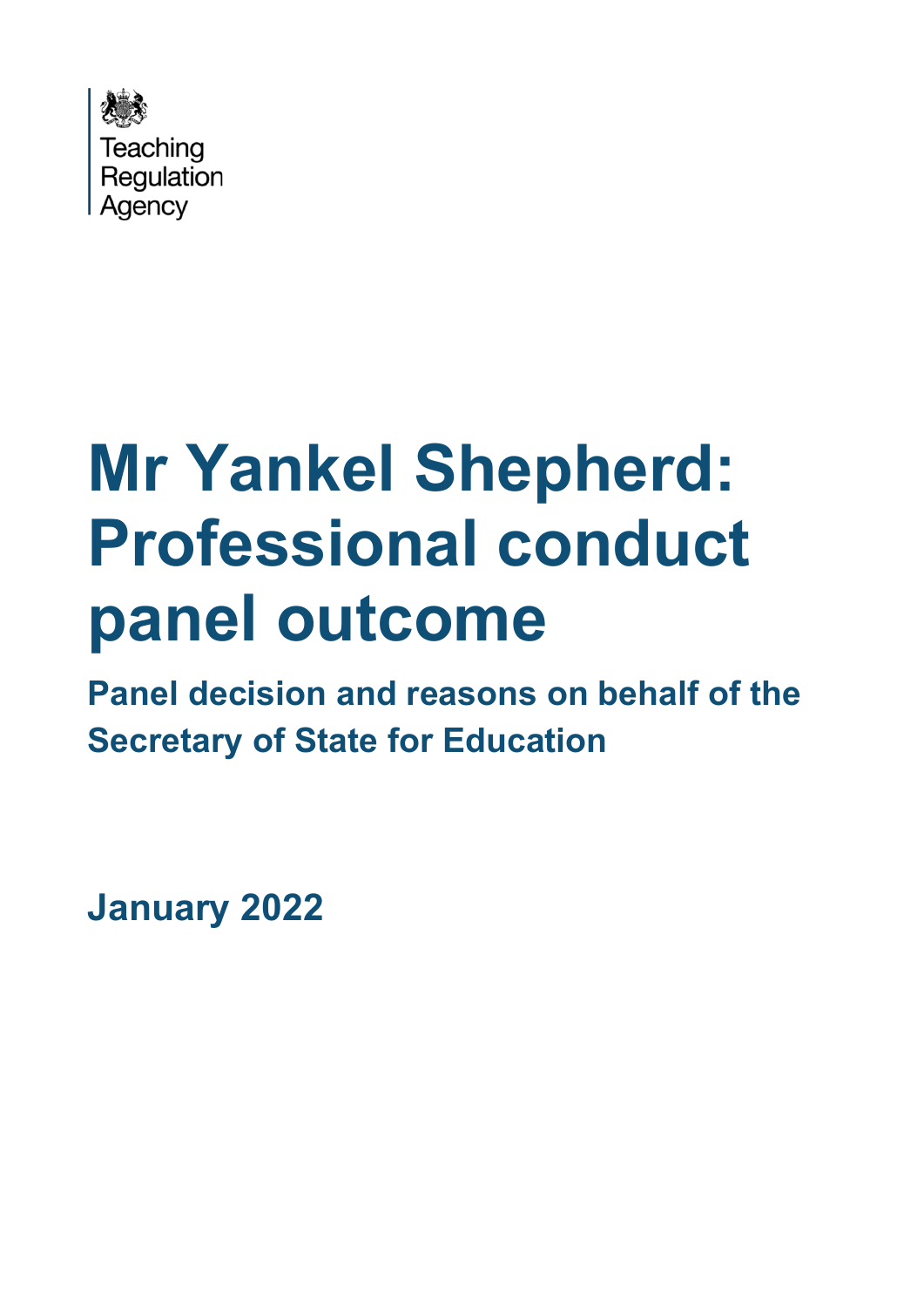Teaching Regulation Agency

# Mr Yankel Shepherd: Professional conduct panel outcome

## Panel decision and reasons on behalf of the Secretary of State for Education

**January 2022**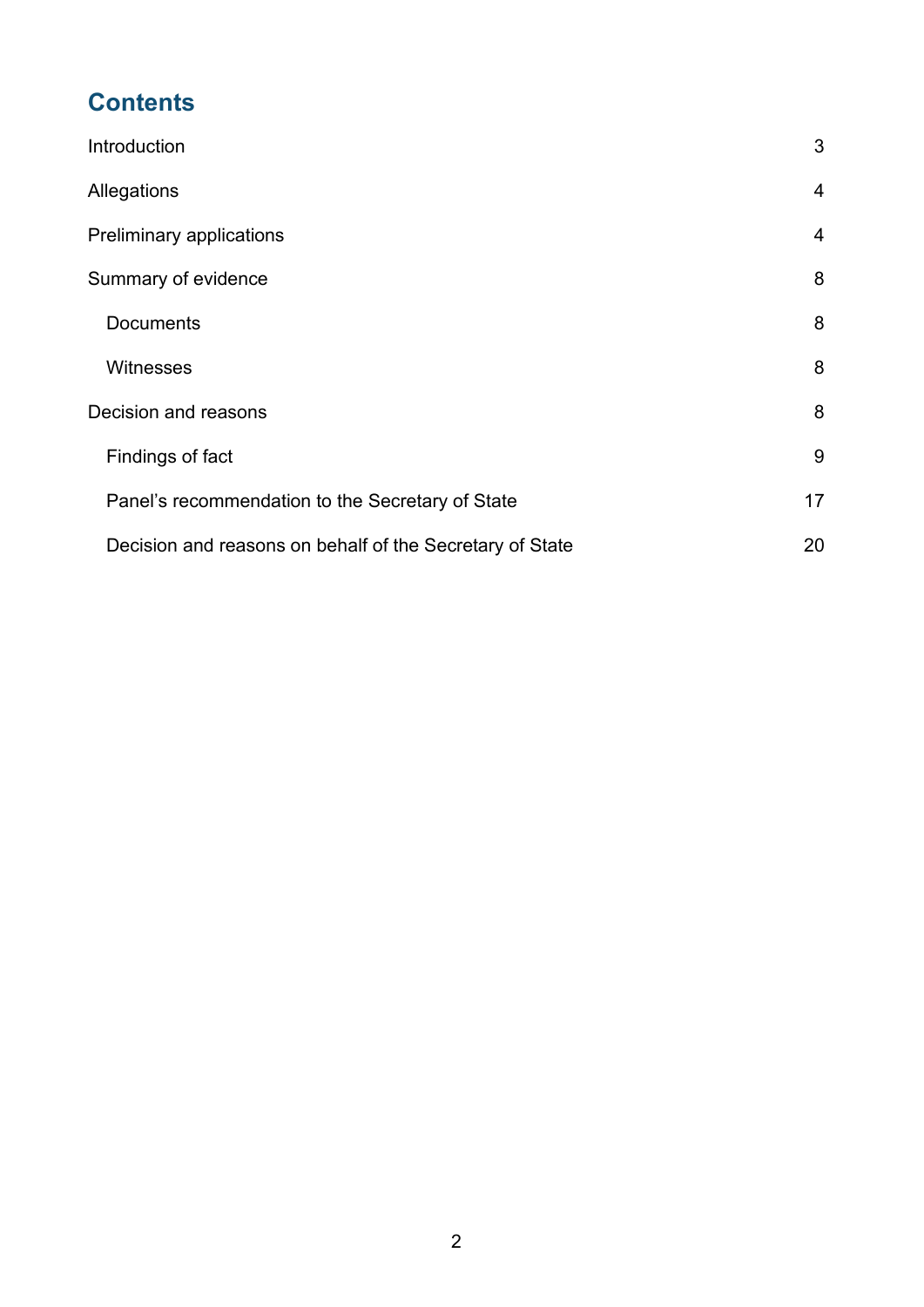# Contents

| | |
|---|---|
| Introduction | 3 |
| Allegations | 4 |
| Preliminary applications | 4 |
| Summary of evidence | 8 |
| Documents | 8 |
| Witnesses | 8 |
| Decision and reasons | 8 |
| Findings of fact | 9 |
| Panel's recommendation to the Secretary of State | 17 |
| Decision and reasons on behalf of the Secretary of State | 20 |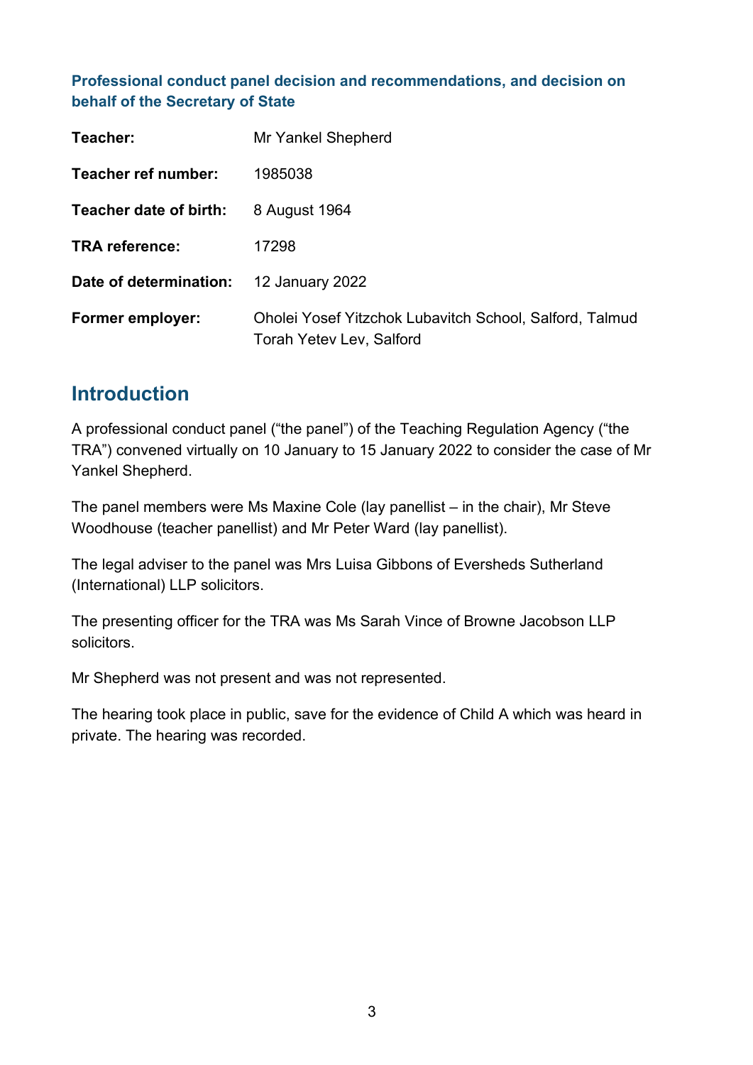**Professional conduct panel decision and recommendations, and decision on behalf of the Secretary of State**

| | |
|---|---|
| **Teacher:** | Mr Yankel Shepherd |
| **Teacher ref number:** | 1985038 |
| **Teacher date of birth:** | 8 August 1964 |
| **TRA reference:** | 17298 |
| **Date of determination:** | 12 January 2022 |
| **Former employer:** | Oholei Yosef Yitzchok Lubavitch School, Salford, Talmud Torah Yetev Lev, Salford |

## Introduction

A professional conduct panel ("the panel") of the Teaching Regulation Agency ("the TRA") convened virtually on 10 January to 15 January 2022 to consider the case of Mr Yankel Shepherd.

The panel members were Ms Maxine Cole (lay panellist – in the chair), Mr Steve Woodhouse (teacher panellist) and Mr Peter Ward (lay panellist).

The legal adviser to the panel was Mrs Luisa Gibbons of Eversheds Sutherland (International) LLP solicitors.

The presenting officer for the TRA was Ms Sarah Vince of Browne Jacobson LLP solicitors.

Mr Shepherd was not present and was not represented.

The hearing took place in public, save for the evidence of Child A which was heard in private. The hearing was recorded.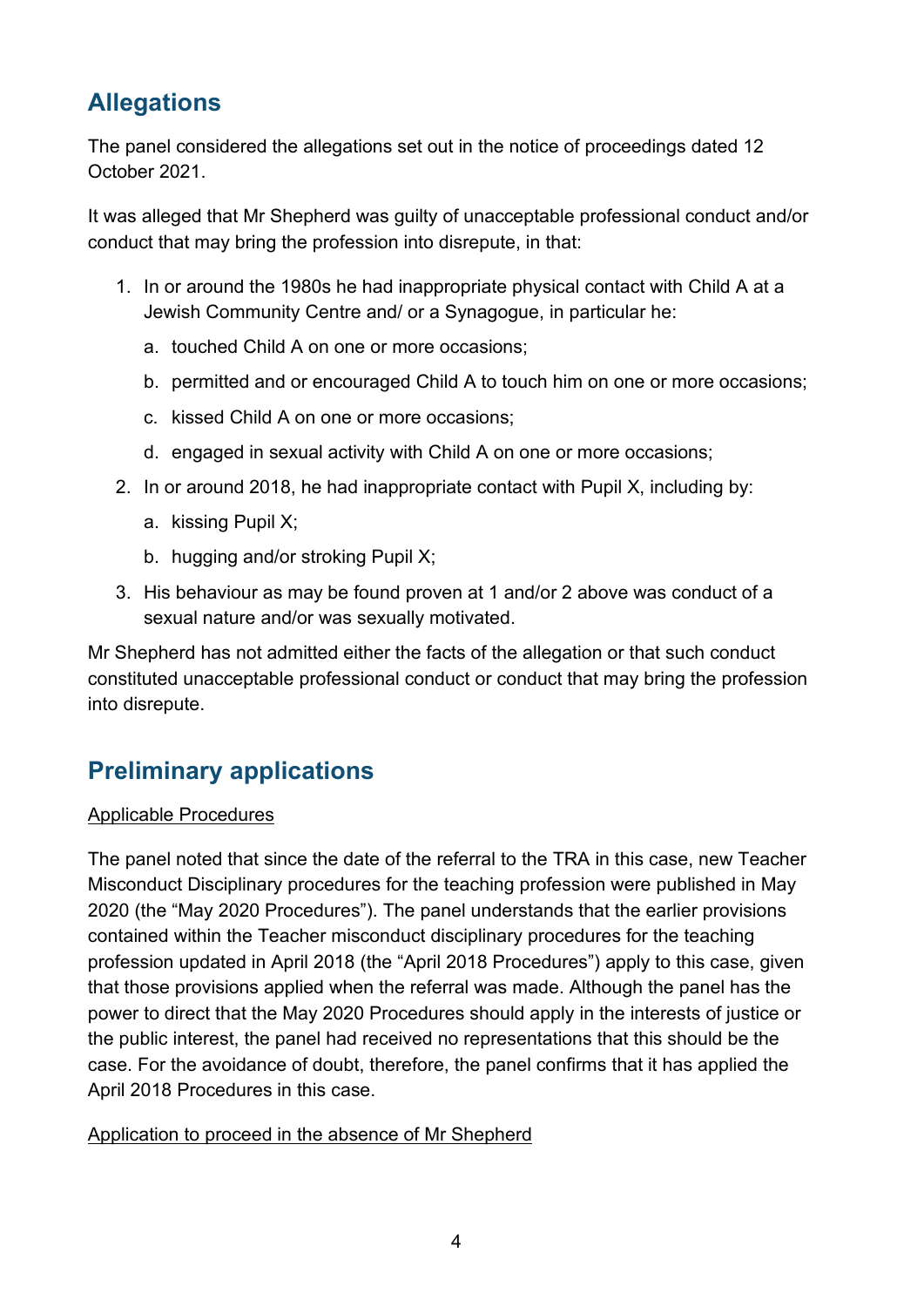## Allegations

The panel considered the allegations set out in the notice of proceedings dated 12 October 2021.

It was alleged that Mr Shepherd was guilty of unacceptable professional conduct and/or conduct that may bring the profession into disrepute, in that:

1. In or around the 1980s he had inappropriate physical contact with Child A at a Jewish Community Centre and/ or a Synagogue, in particular he:
   a. touched Child A on one or more occasions;
   b. permitted and or encouraged Child A to touch him on one or more occasions;
   c. kissed Child A on one or more occasions;
   d. engaged in sexual activity with Child A on one or more occasions;
2. In or around 2018, he had inappropriate contact with Pupil X, including by:
   a. kissing Pupil X;
   b. hugging and/or stroking Pupil X;
3. His behaviour as may be found proven at 1 and/or 2 above was conduct of a sexual nature and/or was sexually motivated.

Mr Shepherd has not admitted either the facts of the allegation or that such conduct constituted unacceptable professional conduct or conduct that may bring the profession into disrepute.

## Preliminary applications

Applicable Procedures

The panel noted that since the date of the referral to the TRA in this case, new Teacher Misconduct Disciplinary procedures for the teaching profession were published in May 2020 (the "May 2020 Procedures"). The panel understands that the earlier provisions contained within the Teacher misconduct disciplinary procedures for the teaching profession updated in April 2018 (the "April 2018 Procedures") apply to this case, given that those provisions applied when the referral was made. Although the panel has the power to direct that the May 2020 Procedures should apply in the interests of justice or the public interest, the panel had received no representations that this should be the case. For the avoidance of doubt, therefore, the panel confirms that it has applied the April 2018 Procedures in this case.

Application to proceed in the absence of Mr Shepherd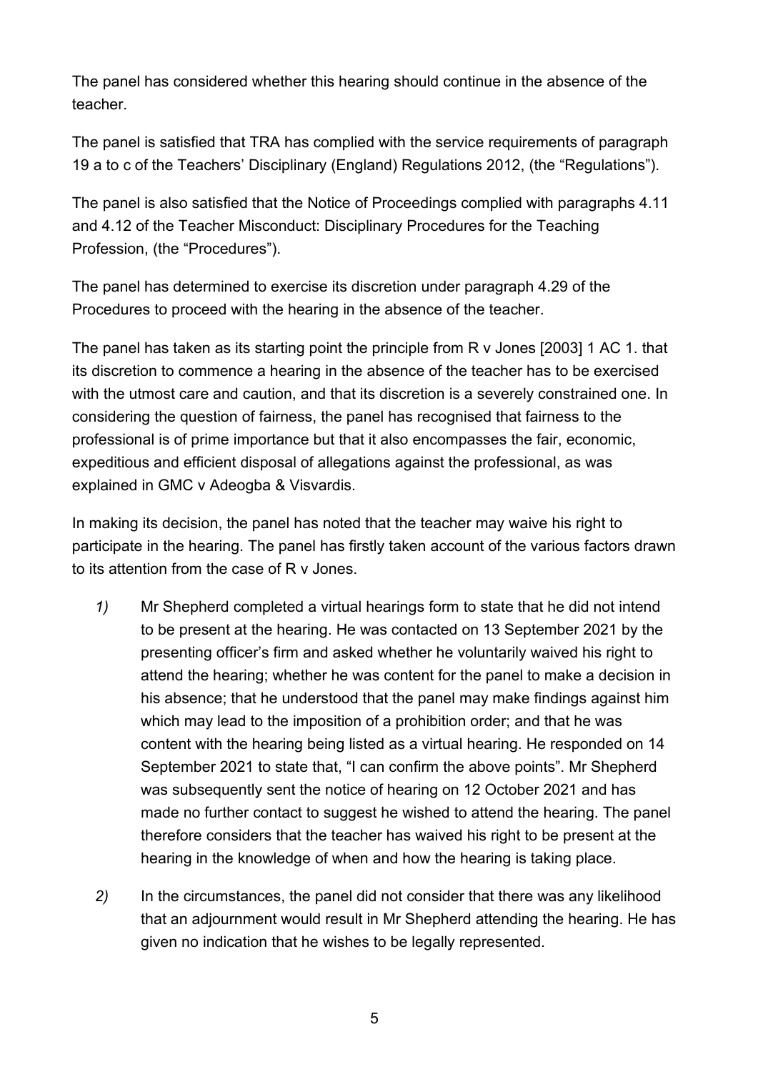The panel has considered whether this hearing should continue in the absence of the teacher.

The panel is satisfied that TRA has complied with the service requirements of paragraph 19 a to c of the Teachers' Disciplinary (England) Regulations 2012, (the "Regulations").

The panel is also satisfied that the Notice of Proceedings complied with paragraphs 4.11 and 4.12 of the Teacher Misconduct: Disciplinary Procedures for the Teaching Profession, (the "Procedures").

The panel has determined to exercise its discretion under paragraph 4.29 of the Procedures to proceed with the hearing in the absence of the teacher.

The panel has taken as its starting point the principle from R v Jones [2003] 1 AC 1. that its discretion to commence a hearing in the absence of the teacher has to be exercised with the utmost care and caution, and that its discretion is a severely constrained one. In considering the question of fairness, the panel has recognised that fairness to the professional is of prime importance but that it also encompasses the fair, economic, expeditious and efficient disposal of allegations against the professional, as was explained in GMC v Adeogba & Visvardis.

In making its decision, the panel has noted that the teacher may waive his right to participate in the hearing. The panel has firstly taken account of the various factors drawn to its attention from the case of R v Jones.

*1)* Mr Shepherd completed a virtual hearings form to state that he did not intend to be present at the hearing. He was contacted on 13 September 2021 by the presenting officer's firm and asked whether he voluntarily waived his right to attend the hearing; whether he was content for the panel to make a decision in his absence; that he understood that the panel may make findings against him which may lead to the imposition of a prohibition order; and that he was content with the hearing being listed as a virtual hearing. He responded on 14 September 2021 to state that, "I can confirm the above points". Mr Shepherd was subsequently sent the notice of hearing on 12 October 2021 and has made no further contact to suggest he wished to attend the hearing. The panel therefore considers that the teacher has waived his right to be present at the hearing in the knowledge of when and how the hearing is taking place.

*2)* In the circumstances, the panel did not consider that there was any likelihood that an adjournment would result in Mr Shepherd attending the hearing. He has given no indication that he wishes to be legally represented.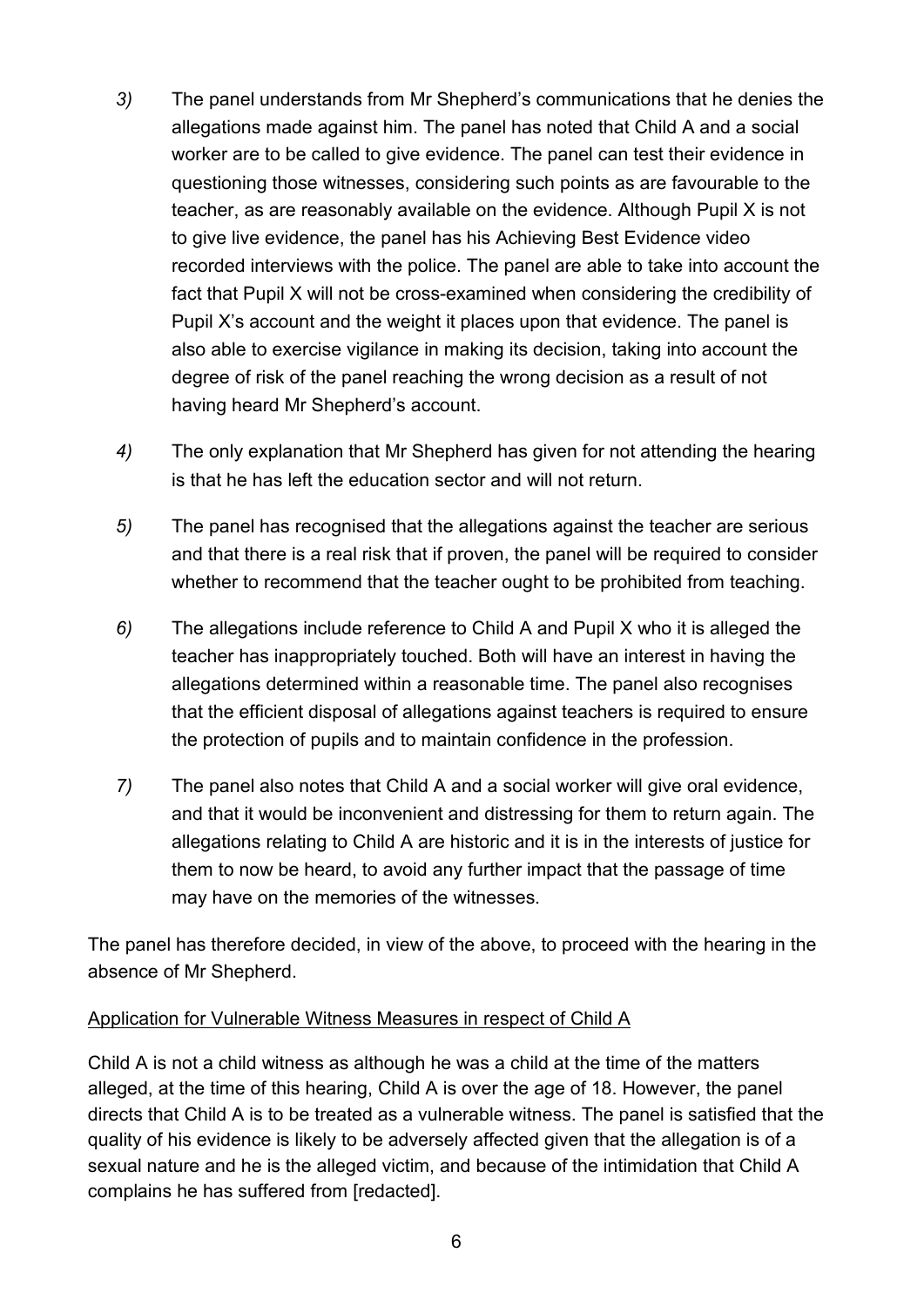*3)* The panel understands from Mr Shepherd's communications that he denies the allegations made against him. The panel has noted that Child A and a social worker are to be called to give evidence. The panel can test their evidence in questioning those witnesses, considering such points as are favourable to the teacher, as are reasonably available on the evidence. Although Pupil X is not to give live evidence, the panel has his Achieving Best Evidence video recorded interviews with the police. The panel are able to take into account the fact that Pupil X will not be cross-examined when considering the credibility of Pupil X's account and the weight it places upon that evidence. The panel is also able to exercise vigilance in making its decision, taking into account the degree of risk of the panel reaching the wrong decision as a result of not having heard Mr Shepherd's account.

*4)* The only explanation that Mr Shepherd has given for not attending the hearing is that he has left the education sector and will not return.

*5)* The panel has recognised that the allegations against the teacher are serious and that there is a real risk that if proven, the panel will be required to consider whether to recommend that the teacher ought to be prohibited from teaching.

*6)* The allegations include reference to Child A and Pupil X who it is alleged the teacher has inappropriately touched. Both will have an interest in having the allegations determined within a reasonable time. The panel also recognises that the efficient disposal of allegations against teachers is required to ensure the protection of pupils and to maintain confidence in the profession.

*7)* The panel also notes that Child A and a social worker will give oral evidence, and that it would be inconvenient and distressing for them to return again. The allegations relating to Child A are historic and it is in the interests of justice for them to now be heard, to avoid any further impact that the passage of time may have on the memories of the witnesses.

The panel has therefore decided, in view of the above, to proceed with the hearing in the absence of Mr Shepherd.

<u>Application for Vulnerable Witness Measures in respect of Child A</u>

Child A is not a child witness as although he was a child at the time of the matters alleged, at the time of this hearing, Child A is over the age of 18. However, the panel directs that Child A is to be treated as a vulnerable witness. The panel is satisfied that the quality of his evidence is likely to be adversely affected given that the allegation is of a sexual nature and he is the alleged victim, and because of the intimidation that Child A complains he has suffered from [redacted].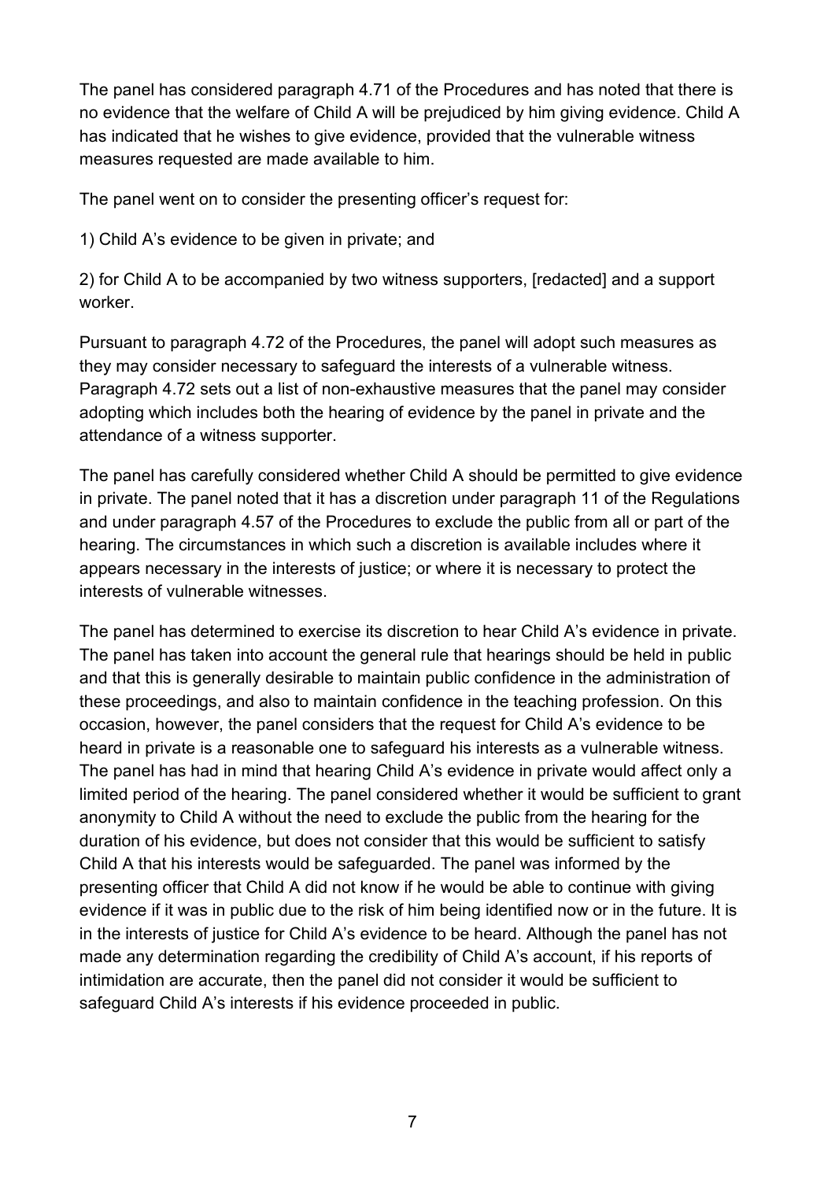The panel has considered paragraph 4.71 of the Procedures and has noted that there is no evidence that the welfare of Child A will be prejudiced by him giving evidence. Child A has indicated that he wishes to give evidence, provided that the vulnerable witness measures requested are made available to him.

The panel went on to consider the presenting officer's request for:

1) Child A's evidence to be given in private; and

2) for Child A to be accompanied by two witness supporters, [redacted] and a support worker.

Pursuant to paragraph 4.72 of the Procedures, the panel will adopt such measures as they may consider necessary to safeguard the interests of a vulnerable witness. Paragraph 4.72 sets out a list of non-exhaustive measures that the panel may consider adopting which includes both the hearing of evidence by the panel in private and the attendance of a witness supporter.

The panel has carefully considered whether Child A should be permitted to give evidence in private. The panel noted that it has a discretion under paragraph 11 of the Regulations and under paragraph 4.57 of the Procedures to exclude the public from all or part of the hearing. The circumstances in which such a discretion is available includes where it appears necessary in the interests of justice; or where it is necessary to protect the interests of vulnerable witnesses.

The panel has determined to exercise its discretion to hear Child A's evidence in private. The panel has taken into account the general rule that hearings should be held in public and that this is generally desirable to maintain public confidence in the administration of these proceedings, and also to maintain confidence in the teaching profession. On this occasion, however, the panel considers that the request for Child A's evidence to be heard in private is a reasonable one to safeguard his interests as a vulnerable witness. The panel has had in mind that hearing Child A's evidence in private would affect only a limited period of the hearing. The panel considered whether it would be sufficient to grant anonymity to Child A without the need to exclude the public from the hearing for the duration of his evidence, but does not consider that this would be sufficient to satisfy Child A that his interests would be safeguarded. The panel was informed by the presenting officer that Child A did not know if he would be able to continue with giving evidence if it was in public due to the risk of him being identified now or in the future. It is in the interests of justice for Child A's evidence to be heard. Although the panel has not made any determination regarding the credibility of Child A's account, if his reports of intimidation are accurate, then the panel did not consider it would be sufficient to safeguard Child A's interests if his evidence proceeded in public.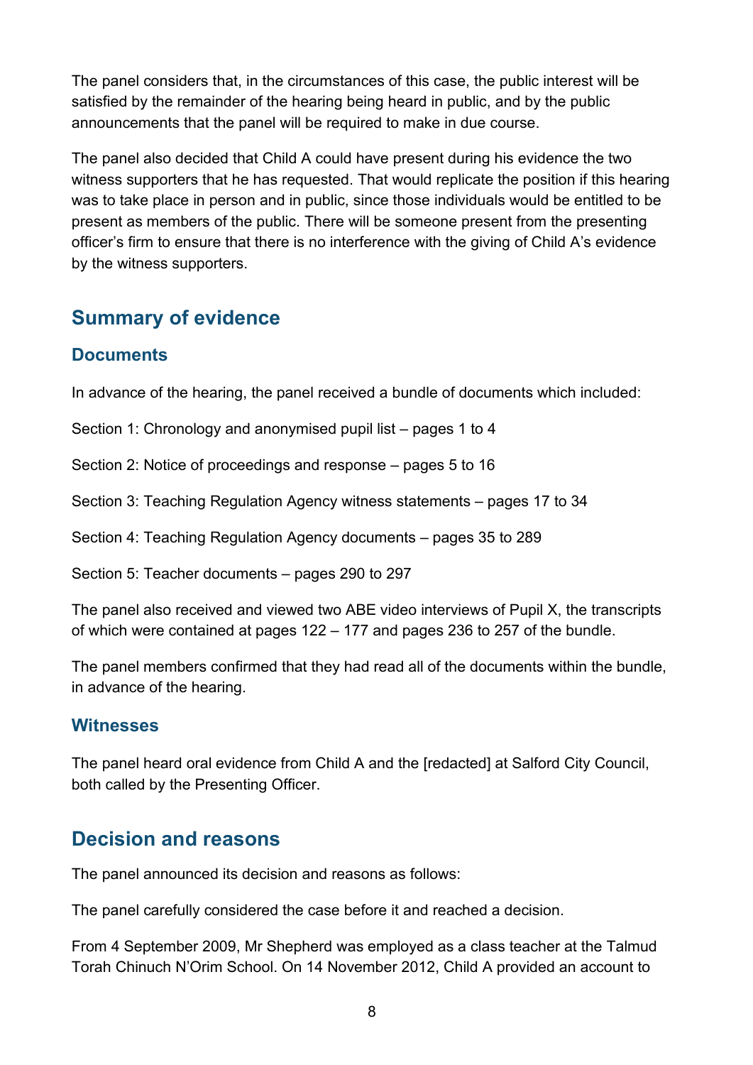The panel considers that, in the circumstances of this case, the public interest will be satisfied by the remainder of the hearing being heard in public, and by the public announcements that the panel will be required to make in due course.

The panel also decided that Child A could have present during his evidence the two witness supporters that he has requested. That would replicate the position if this hearing was to take place in person and in public, since those individuals would be entitled to be present as members of the public. There will be someone present from the presenting officer's firm to ensure that there is no interference with the giving of Child A's evidence by the witness supporters.

## Summary of evidence

### Documents

In advance of the hearing, the panel received a bundle of documents which included:

Section 1: Chronology and anonymised pupil list – pages 1 to 4

Section 2: Notice of proceedings and response – pages 5 to 16

Section 3: Teaching Regulation Agency witness statements – pages 17 to 34

Section 4: Teaching Regulation Agency documents – pages 35 to 289

Section 5: Teacher documents – pages 290 to 297

The panel also received and viewed two ABE video interviews of Pupil X, the transcripts of which were contained at pages 122 – 177 and pages 236 to 257 of the bundle.

The panel members confirmed that they had read all of the documents within the bundle, in advance of the hearing.

### Witnesses

The panel heard oral evidence from Child A and the [redacted] at Salford City Council, both called by the Presenting Officer.

## Decision and reasons

The panel announced its decision and reasons as follows:

The panel carefully considered the case before it and reached a decision.

From 4 September 2009, Mr Shepherd was employed as a class teacher at the Talmud Torah Chinuch N'Orim School. On 14 November 2012, Child A provided an account to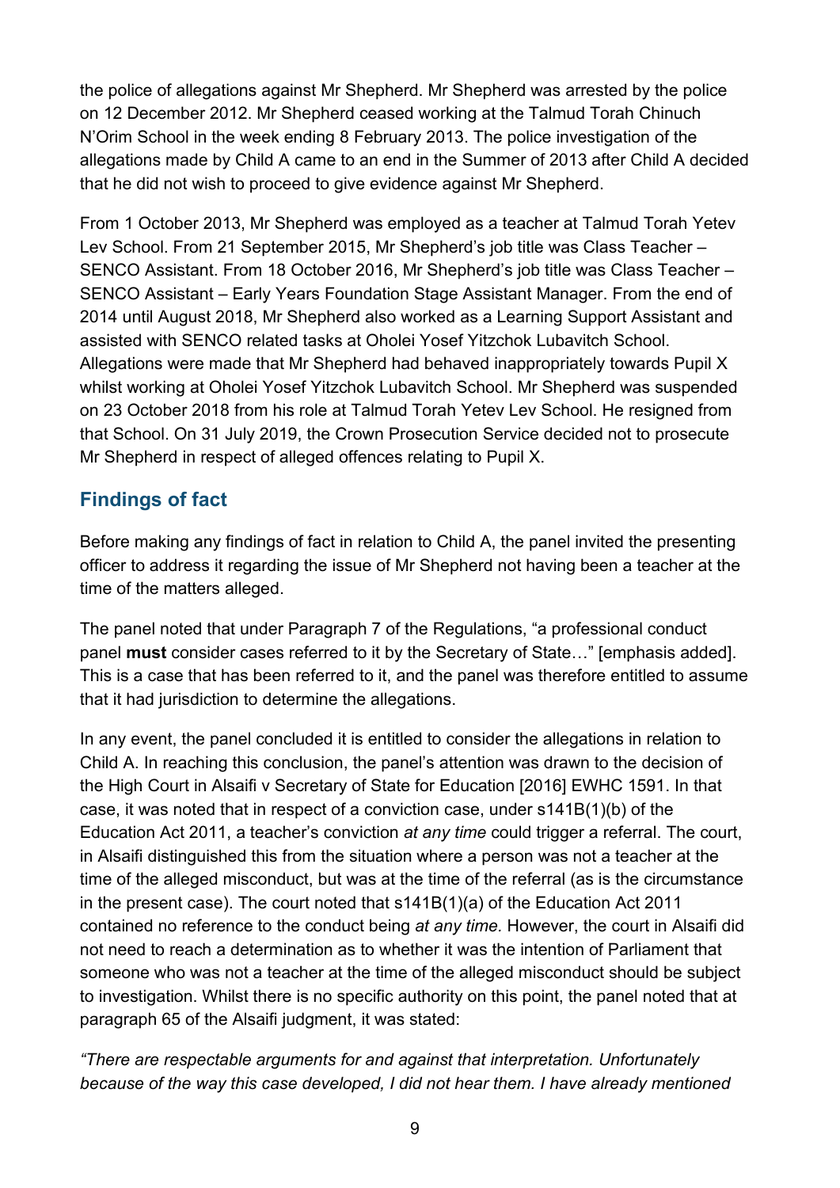the police of allegations against Mr Shepherd. Mr Shepherd was arrested by the police on 12 December 2012. Mr Shepherd ceased working at the Talmud Torah Chinuch N'Orim School in the week ending 8 February 2013. The police investigation of the allegations made by Child A came to an end in the Summer of 2013 after Child A decided that he did not wish to proceed to give evidence against Mr Shepherd.

From 1 October 2013, Mr Shepherd was employed as a teacher at Talmud Torah Yetev Lev School. From 21 September 2015, Mr Shepherd's job title was Class Teacher – SENCO Assistant. From 18 October 2016, Mr Shepherd's job title was Class Teacher – SENCO Assistant – Early Years Foundation Stage Assistant Manager. From the end of 2014 until August 2018, Mr Shepherd also worked as a Learning Support Assistant and assisted with SENCO related tasks at Oholei Yosef Yitzchok Lubavitch School. Allegations were made that Mr Shepherd had behaved inappropriately towards Pupil X whilst working at Oholei Yosef Yitzchok Lubavitch School. Mr Shepherd was suspended on 23 October 2018 from his role at Talmud Torah Yetev Lev School. He resigned from that School. On 31 July 2019, the Crown Prosecution Service decided not to prosecute Mr Shepherd in respect of alleged offences relating to Pupil X.

## Findings of fact

Before making any findings of fact in relation to Child A, the panel invited the presenting officer to address it regarding the issue of Mr Shepherd not having been a teacher at the time of the matters alleged.

The panel noted that under Paragraph 7 of the Regulations, "a professional conduct panel **must** consider cases referred to it by the Secretary of State…" [emphasis added]. This is a case that has been referred to it, and the panel was therefore entitled to assume that it had jurisdiction to determine the allegations.

In any event, the panel concluded it is entitled to consider the allegations in relation to Child A. In reaching this conclusion, the panel's attention was drawn to the decision of the High Court in Alsaifi v Secretary of State for Education [2016] EWHC 1591. In that case, it was noted that in respect of a conviction case, under s141B(1)(b) of the Education Act 2011, a teacher's conviction *at any time* could trigger a referral. The court, in Alsaifi distinguished this from the situation where a person was not a teacher at the time of the alleged misconduct, but was at the time of the referral (as is the circumstance in the present case). The court noted that s141B(1)(a) of the Education Act 2011 contained no reference to the conduct being *at any time.* However, the court in Alsaifi did not need to reach a determination as to whether it was the intention of Parliament that someone who was not a teacher at the time of the alleged misconduct should be subject to investigation. Whilst there is no specific authority on this point, the panel noted that at paragraph 65 of the Alsaifi judgment, it was stated:

*"There are respectable arguments for and against that interpretation. Unfortunately because of the way this case developed, I did not hear them. I have already mentioned*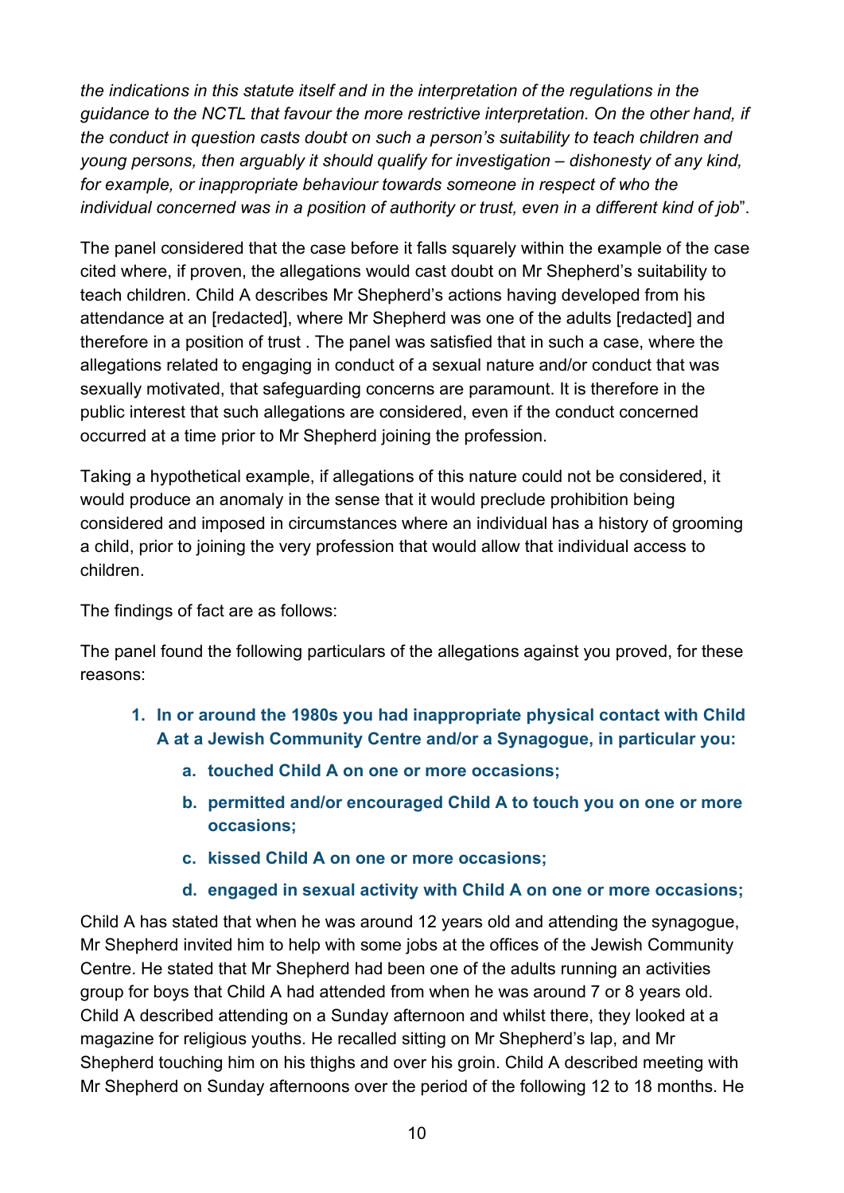*the indications in this statute itself and in the interpretation of the regulations in the guidance to the NCTL that favour the more restrictive interpretation. On the other hand, if the conduct in question casts doubt on such a person's suitability to teach children and young persons, then arguably it should qualify for investigation – dishonesty of any kind, for example, or inappropriate behaviour towards someone in respect of who the individual concerned was in a position of authority or trust, even in a different kind of job*".

The panel considered that the case before it falls squarely within the example of the case cited where, if proven, the allegations would cast doubt on Mr Shepherd's suitability to teach children. Child A describes Mr Shepherd's actions having developed from his attendance at an [redacted], where Mr Shepherd was one of the adults [redacted] and therefore in a position of trust . The panel was satisfied that in such a case, where the allegations related to engaging in conduct of a sexual nature and/or conduct that was sexually motivated, that safeguarding concerns are paramount. It is therefore in the public interest that such allegations are considered, even if the conduct concerned occurred at a time prior to Mr Shepherd joining the profession.

Taking a hypothetical example, if allegations of this nature could not be considered, it would produce an anomaly in the sense that it would preclude prohibition being considered and imposed in circumstances where an individual has a history of grooming a child, prior to joining the very profession that would allow that individual access to children.

The findings of fact are as follows:

The panel found the following particulars of the allegations against you proved, for these reasons:

1. **In or around the 1980s you had inappropriate physical contact with Child A at a Jewish Community Centre and/or a Synagogue, in particular you:**
    a. **touched Child A on one or more occasions;**
    b. **permitted and/or encouraged Child A to touch you on one or more occasions;**
    c. **kissed Child A on one or more occasions;**
    d. **engaged in sexual activity with Child A on one or more occasions;**

Child A has stated that when he was around 12 years old and attending the synagogue, Mr Shepherd invited him to help with some jobs at the offices of the Jewish Community Centre. He stated that Mr Shepherd had been one of the adults running an activities group for boys that Child A had attended from when he was around 7 or 8 years old. Child A described attending on a Sunday afternoon and whilst there, they looked at a magazine for religious youths. He recalled sitting on Mr Shepherd's lap, and Mr Shepherd touching him on his thighs and over his groin. Child A described meeting with Mr Shepherd on Sunday afternoons over the period of the following 12 to 18 months. He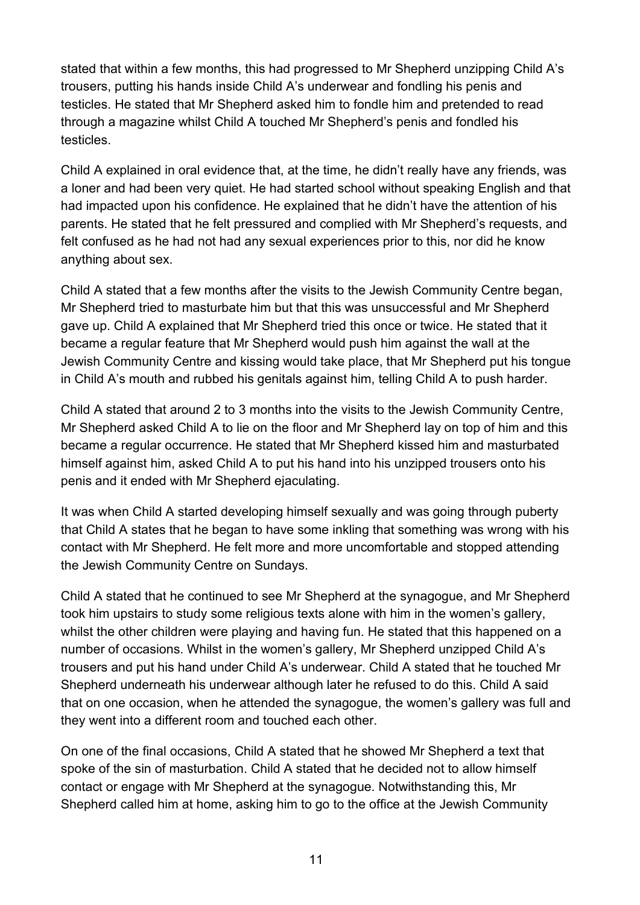stated that within a few months, this had progressed to Mr Shepherd unzipping Child A's trousers, putting his hands inside Child A's underwear and fondling his penis and testicles. He stated that Mr Shepherd asked him to fondle him and pretended to read through a magazine whilst Child A touched Mr Shepherd's penis and fondled his testicles.

Child A explained in oral evidence that, at the time, he didn't really have any friends, was a loner and had been very quiet. He had started school without speaking English and that had impacted upon his confidence. He explained that he didn't have the attention of his parents. He stated that he felt pressured and complied with Mr Shepherd's requests, and felt confused as he had not had any sexual experiences prior to this, nor did he know anything about sex.

Child A stated that a few months after the visits to the Jewish Community Centre began, Mr Shepherd tried to masturbate him but that this was unsuccessful and Mr Shepherd gave up. Child A explained that Mr Shepherd tried this once or twice. He stated that it became a regular feature that Mr Shepherd would push him against the wall at the Jewish Community Centre and kissing would take place, that Mr Shepherd put his tongue in Child A's mouth and rubbed his genitals against him, telling Child A to push harder.

Child A stated that around 2 to 3 months into the visits to the Jewish Community Centre, Mr Shepherd asked Child A to lie on the floor and Mr Shepherd lay on top of him and this became a regular occurrence. He stated that Mr Shepherd kissed him and masturbated himself against him, asked Child A to put his hand into his unzipped trousers onto his penis and it ended with Mr Shepherd ejaculating.

It was when Child A started developing himself sexually and was going through puberty that Child A states that he began to have some inkling that something was wrong with his contact with Mr Shepherd. He felt more and more uncomfortable and stopped attending the Jewish Community Centre on Sundays.

Child A stated that he continued to see Mr Shepherd at the synagogue, and Mr Shepherd took him upstairs to study some religious texts alone with him in the women's gallery, whilst the other children were playing and having fun. He stated that this happened on a number of occasions. Whilst in the women's gallery, Mr Shepherd unzipped Child A's trousers and put his hand under Child A's underwear. Child A stated that he touched Mr Shepherd underneath his underwear although later he refused to do this. Child A said that on one occasion, when he attended the synagogue, the women's gallery was full and they went into a different room and touched each other.

On one of the final occasions, Child A stated that he showed Mr Shepherd a text that spoke of the sin of masturbation. Child A stated that he decided not to allow himself contact or engage with Mr Shepherd at the synagogue. Notwithstanding this, Mr Shepherd called him at home, asking him to go to the office at the Jewish Community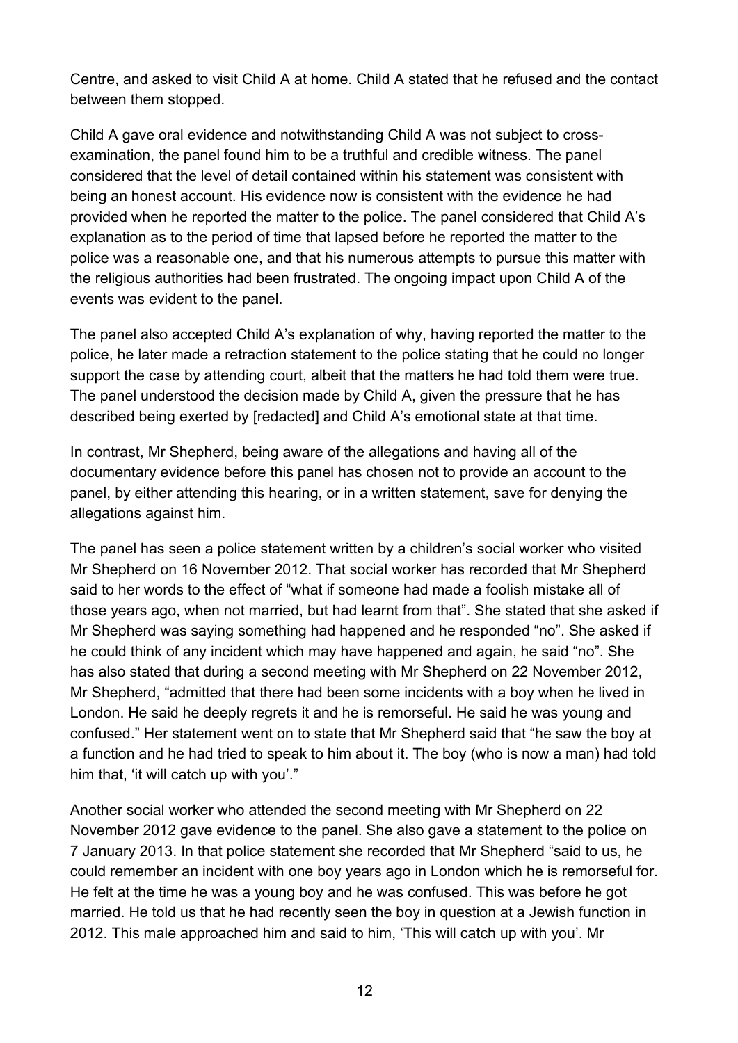Centre, and asked to visit Child A at home. Child A stated that he refused and the contact between them stopped.

Child A gave oral evidence and notwithstanding Child A was not subject to cross-examination, the panel found him to be a truthful and credible witness. The panel considered that the level of detail contained within his statement was consistent with being an honest account. His evidence now is consistent with the evidence he had provided when he reported the matter to the police. The panel considered that Child A's explanation as to the period of time that lapsed before he reported the matter to the police was a reasonable one, and that his numerous attempts to pursue this matter with the religious authorities had been frustrated. The ongoing impact upon Child A of the events was evident to the panel.

The panel also accepted Child A's explanation of why, having reported the matter to the police, he later made a retraction statement to the police stating that he could no longer support the case by attending court, albeit that the matters he had told them were true. The panel understood the decision made by Child A, given the pressure that he has described being exerted by [redacted] and Child A's emotional state at that time.

In contrast, Mr Shepherd, being aware of the allegations and having all of the documentary evidence before this panel has chosen not to provide an account to the panel, by either attending this hearing, or in a written statement, save for denying the allegations against him.

The panel has seen a police statement written by a children's social worker who visited Mr Shepherd on 16 November 2012. That social worker has recorded that Mr Shepherd said to her words to the effect of "what if someone had made a foolish mistake all of those years ago, when not married, but had learnt from that". She stated that she asked if Mr Shepherd was saying something had happened and he responded "no". She asked if he could think of any incident which may have happened and again, he said "no". She has also stated that during a second meeting with Mr Shepherd on 22 November 2012, Mr Shepherd, "admitted that there had been some incidents with a boy when he lived in London. He said he deeply regrets it and he is remorseful. He said he was young and confused." Her statement went on to state that Mr Shepherd said that "he saw the boy at a function and he had tried to speak to him about it. The boy (who is now a man) had told him that, 'it will catch up with you'."

Another social worker who attended the second meeting with Mr Shepherd on 22 November 2012 gave evidence to the panel. She also gave a statement to the police on 7 January 2013. In that police statement she recorded that Mr Shepherd "said to us, he could remember an incident with one boy years ago in London which he is remorseful for. He felt at the time he was a young boy and he was confused. This was before he got married. He told us that he had recently seen the boy in question at a Jewish function in 2012. This male approached him and said to him, 'This will catch up with you'. Mr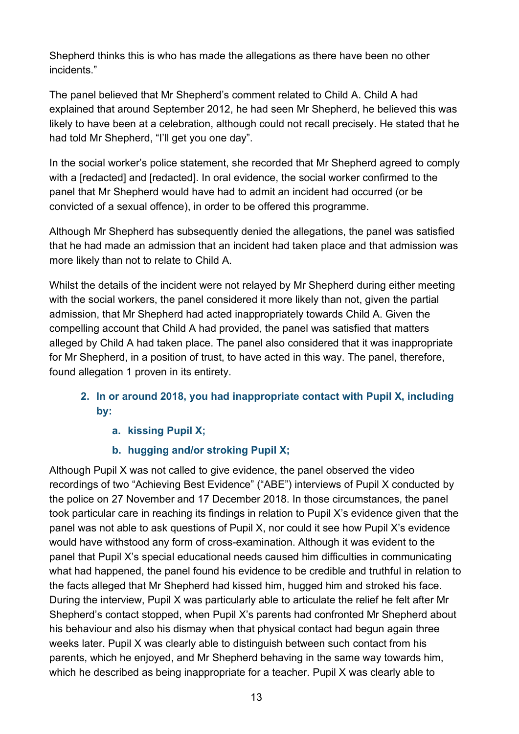Shepherd thinks this is who has made the allegations as there have been no other incidents."

The panel believed that Mr Shepherd's comment related to Child A. Child A had explained that around September 2012, he had seen Mr Shepherd, he believed this was likely to have been at a celebration, although could not recall precisely. He stated that he had told Mr Shepherd, "I'll get you one day".

In the social worker's police statement, she recorded that Mr Shepherd agreed to comply with a [redacted] and [redacted]. In oral evidence, the social worker confirmed to the panel that Mr Shepherd would have had to admit an incident had occurred (or be convicted of a sexual offence), in order to be offered this programme.

Although Mr Shepherd has subsequently denied the allegations, the panel was satisfied that he had made an admission that an incident had taken place and that admission was more likely than not to relate to Child A.

Whilst the details of the incident were not relayed by Mr Shepherd during either meeting with the social workers, the panel considered it more likely than not, given the partial admission, that Mr Shepherd had acted inappropriately towards Child A. Given the compelling account that Child A had provided, the panel was satisfied that matters alleged by Child A had taken place. The panel also considered that it was inappropriate for Mr Shepherd, in a position of trust, to have acted in this way. The panel, therefore, found allegation 1 proven in its entirety.

**2. In or around 2018, you had inappropriate contact with Pupil X, including by:**

   **a. kissing Pupil X;**

   **b. hugging and/or stroking Pupil X;**

Although Pupil X was not called to give evidence, the panel observed the video recordings of two "Achieving Best Evidence" ("ABE") interviews of Pupil X conducted by the police on 27 November and 17 December 2018. In those circumstances, the panel took particular care in reaching its findings in relation to Pupil X's evidence given that the panel was not able to ask questions of Pupil X, nor could it see how Pupil X's evidence would have withstood any form of cross-examination. Although it was evident to the panel that Pupil X's special educational needs caused him difficulties in communicating what had happened, the panel found his evidence to be credible and truthful in relation to the facts alleged that Mr Shepherd had kissed him, hugged him and stroked his face. During the interview, Pupil X was particularly able to articulate the relief he felt after Mr Shepherd's contact stopped, when Pupil X's parents had confronted Mr Shepherd about his behaviour and also his dismay when that physical contact had begun again three weeks later. Pupil X was clearly able to distinguish between such contact from his parents, which he enjoyed, and Mr Shepherd behaving in the same way towards him, which he described as being inappropriate for a teacher. Pupil X was clearly able to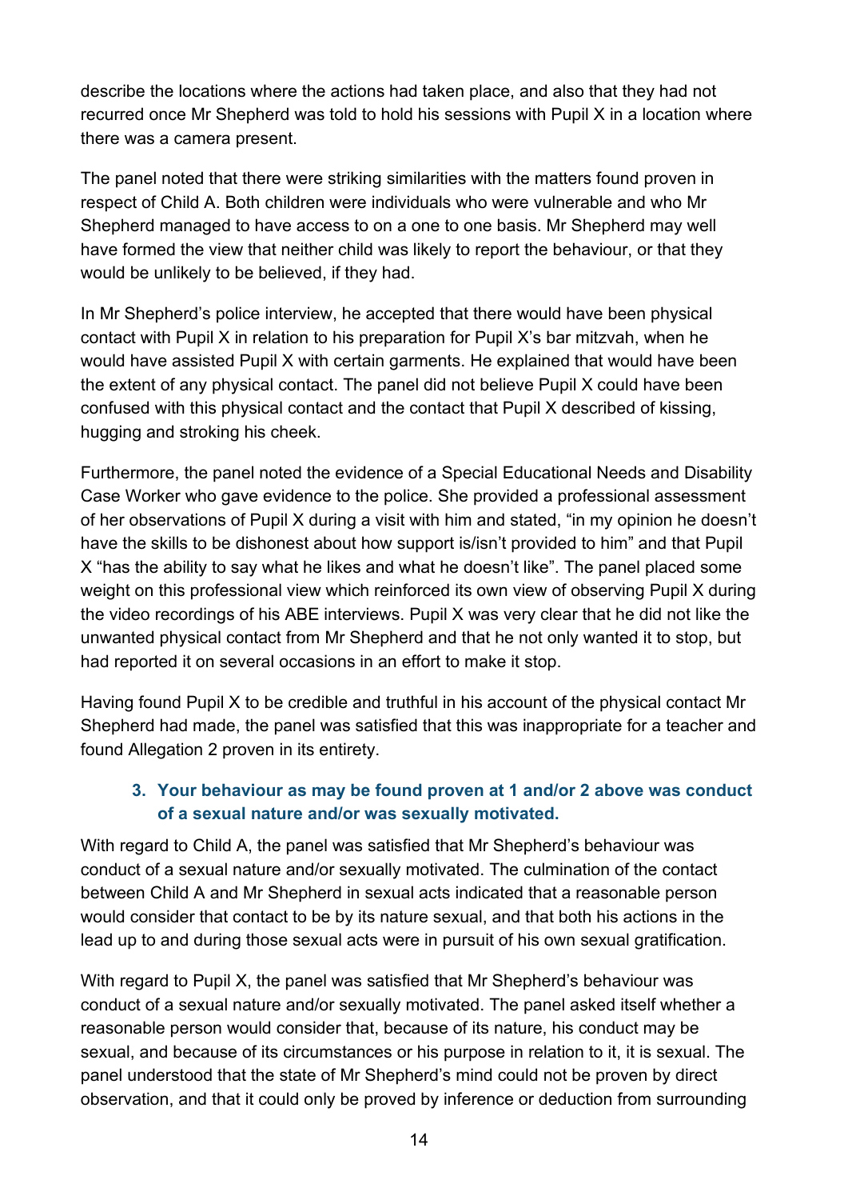describe the locations where the actions had taken place, and also that they had not recurred once Mr Shepherd was told to hold his sessions with Pupil X in a location where there was a camera present.

The panel noted that there were striking similarities with the matters found proven in respect of Child A. Both children were individuals who were vulnerable and who Mr Shepherd managed to have access to on a one to one basis. Mr Shepherd may well have formed the view that neither child was likely to report the behaviour, or that they would be unlikely to be believed, if they had.

In Mr Shepherd's police interview, he accepted that there would have been physical contact with Pupil X in relation to his preparation for Pupil X's bar mitzvah, when he would have assisted Pupil X with certain garments. He explained that would have been the extent of any physical contact. The panel did not believe Pupil X could have been confused with this physical contact and the contact that Pupil X described of kissing, hugging and stroking his cheek.

Furthermore, the panel noted the evidence of a Special Educational Needs and Disability Case Worker who gave evidence to the police. She provided a professional assessment of her observations of Pupil X during a visit with him and stated, "in my opinion he doesn't have the skills to be dishonest about how support is/isn't provided to him" and that Pupil X "has the ability to say what he likes and what he doesn't like". The panel placed some weight on this professional view which reinforced its own view of observing Pupil X during the video recordings of his ABE interviews. Pupil X was very clear that he did not like the unwanted physical contact from Mr Shepherd and that he not only wanted it to stop, but had reported it on several occasions in an effort to make it stop.

Having found Pupil X to be credible and truthful in his account of the physical contact Mr Shepherd had made, the panel was satisfied that this was inappropriate for a teacher and found Allegation 2 proven in its entirety.

**3. Your behaviour as may be found proven at 1 and/or 2 above was conduct of a sexual nature and/or was sexually motivated.**

With regard to Child A, the panel was satisfied that Mr Shepherd's behaviour was conduct of a sexual nature and/or sexually motivated. The culmination of the contact between Child A and Mr Shepherd in sexual acts indicated that a reasonable person would consider that contact to be by its nature sexual, and that both his actions in the lead up to and during those sexual acts were in pursuit of his own sexual gratification.

With regard to Pupil X, the panel was satisfied that Mr Shepherd's behaviour was conduct of a sexual nature and/or sexually motivated. The panel asked itself whether a reasonable person would consider that, because of its nature, his conduct may be sexual, and because of its circumstances or his purpose in relation to it, it is sexual. The panel understood that the state of Mr Shepherd's mind could not be proven by direct observation, and that it could only be proved by inference or deduction from surrounding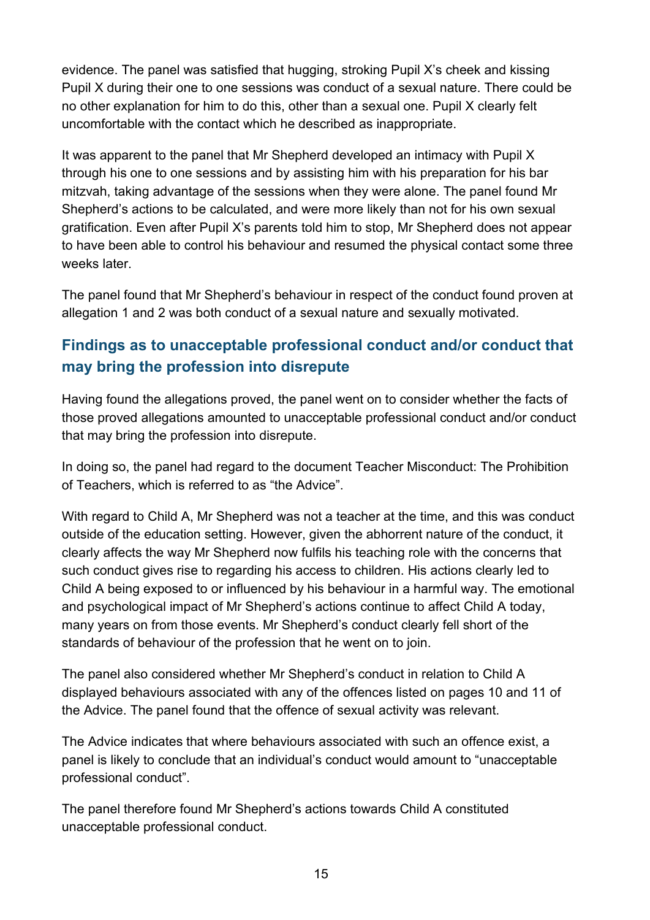evidence. The panel was satisfied that hugging, stroking Pupil X's cheek and kissing Pupil X during their one to one sessions was conduct of a sexual nature. There could be no other explanation for him to do this, other than a sexual one. Pupil X clearly felt uncomfortable with the contact which he described as inappropriate.

It was apparent to the panel that Mr Shepherd developed an intimacy with Pupil X through his one to one sessions and by assisting him with his preparation for his bar mitzvah, taking advantage of the sessions when they were alone. The panel found Mr Shepherd's actions to be calculated, and were more likely than not for his own sexual gratification. Even after Pupil X's parents told him to stop, Mr Shepherd does not appear to have been able to control his behaviour and resumed the physical contact some three weeks later.

The panel found that Mr Shepherd's behaviour in respect of the conduct found proven at allegation 1 and 2 was both conduct of a sexual nature and sexually motivated.

## Findings as to unacceptable professional conduct and/or conduct that may bring the profession into disrepute

Having found the allegations proved, the panel went on to consider whether the facts of those proved allegations amounted to unacceptable professional conduct and/or conduct that may bring the profession into disrepute.

In doing so, the panel had regard to the document Teacher Misconduct: The Prohibition of Teachers, which is referred to as "the Advice".

With regard to Child A, Mr Shepherd was not a teacher at the time, and this was conduct outside of the education setting. However, given the abhorrent nature of the conduct, it clearly affects the way Mr Shepherd now fulfils his teaching role with the concerns that such conduct gives rise to regarding his access to children. His actions clearly led to Child A being exposed to or influenced by his behaviour in a harmful way. The emotional and psychological impact of Mr Shepherd's actions continue to affect Child A today, many years on from those events. Mr Shepherd's conduct clearly fell short of the standards of behaviour of the profession that he went on to join.

The panel also considered whether Mr Shepherd's conduct in relation to Child A displayed behaviours associated with any of the offences listed on pages 10 and 11 of the Advice. The panel found that the offence of sexual activity was relevant.

The Advice indicates that where behaviours associated with such an offence exist, a panel is likely to conclude that an individual's conduct would amount to "unacceptable professional conduct".

The panel therefore found Mr Shepherd's actions towards Child A constituted unacceptable professional conduct.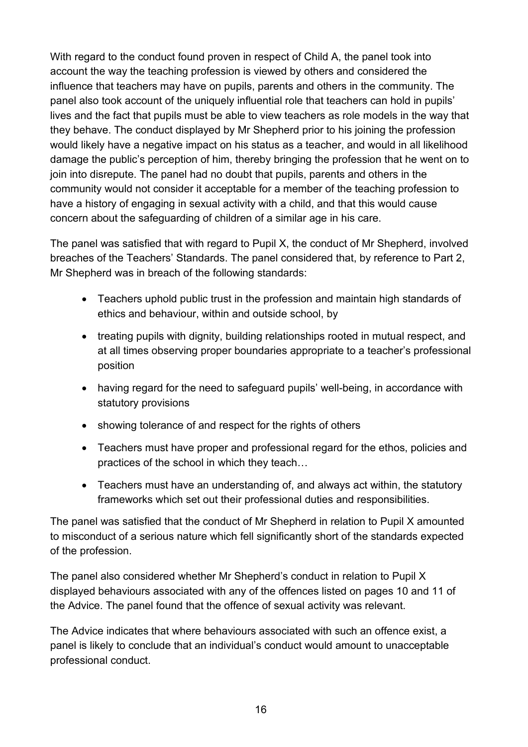With regard to the conduct found proven in respect of Child A, the panel took into account the way the teaching profession is viewed by others and considered the influence that teachers may have on pupils, parents and others in the community. The panel also took account of the uniquely influential role that teachers can hold in pupils' lives and the fact that pupils must be able to view teachers as role models in the way that they behave. The conduct displayed by Mr Shepherd prior to his joining the profession would likely have a negative impact on his status as a teacher, and would in all likelihood damage the public's perception of him, thereby bringing the profession that he went on to join into disrepute. The panel had no doubt that pupils, parents and others in the community would not consider it acceptable for a member of the teaching profession to have a history of engaging in sexual activity with a child, and that this would cause concern about the safeguarding of children of a similar age in his care.

The panel was satisfied that with regard to Pupil X, the conduct of Mr Shepherd, involved breaches of the Teachers' Standards. The panel considered that, by reference to Part 2, Mr Shepherd was in breach of the following standards:

- Teachers uphold public trust in the profession and maintain high standards of ethics and behaviour, within and outside school, by
- treating pupils with dignity, building relationships rooted in mutual respect, and at all times observing proper boundaries appropriate to a teacher's professional position
- having regard for the need to safeguard pupils' well-being, in accordance with statutory provisions
- showing tolerance of and respect for the rights of others
- Teachers must have proper and professional regard for the ethos, policies and practices of the school in which they teach…
- Teachers must have an understanding of, and always act within, the statutory frameworks which set out their professional duties and responsibilities.

The panel was satisfied that the conduct of Mr Shepherd in relation to Pupil X amounted to misconduct of a serious nature which fell significantly short of the standards expected of the profession.

The panel also considered whether Mr Shepherd's conduct in relation to Pupil X displayed behaviours associated with any of the offences listed on pages 10 and 11 of the Advice. The panel found that the offence of sexual activity was relevant.

The Advice indicates that where behaviours associated with such an offence exist, a panel is likely to conclude that an individual's conduct would amount to unacceptable professional conduct.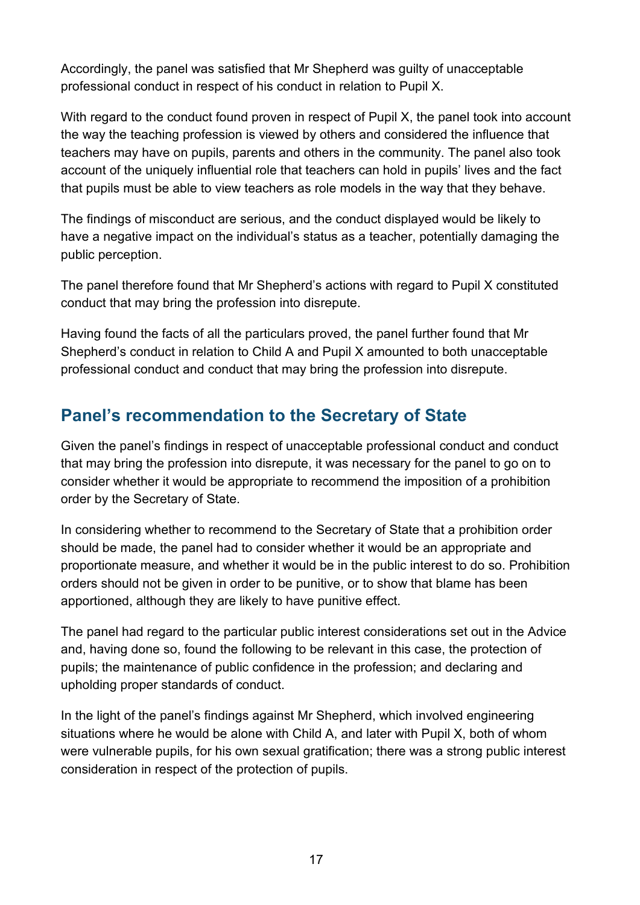Accordingly, the panel was satisfied that Mr Shepherd was guilty of unacceptable professional conduct in respect of his conduct in relation to Pupil X.

With regard to the conduct found proven in respect of Pupil X, the panel took into account the way the teaching profession is viewed by others and considered the influence that teachers may have on pupils, parents and others in the community. The panel also took account of the uniquely influential role that teachers can hold in pupils' lives and the fact that pupils must be able to view teachers as role models in the way that they behave.

The findings of misconduct are serious, and the conduct displayed would be likely to have a negative impact on the individual's status as a teacher, potentially damaging the public perception.

The panel therefore found that Mr Shepherd's actions with regard to Pupil X constituted conduct that may bring the profession into disrepute.

Having found the facts of all the particulars proved, the panel further found that Mr Shepherd's conduct in relation to Child A and Pupil X amounted to both unacceptable professional conduct and conduct that may bring the profession into disrepute.

## Panel's recommendation to the Secretary of State

Given the panel's findings in respect of unacceptable professional conduct and conduct that may bring the profession into disrepute, it was necessary for the panel to go on to consider whether it would be appropriate to recommend the imposition of a prohibition order by the Secretary of State.

In considering whether to recommend to the Secretary of State that a prohibition order should be made, the panel had to consider whether it would be an appropriate and proportionate measure, and whether it would be in the public interest to do so. Prohibition orders should not be given in order to be punitive, or to show that blame has been apportioned, although they are likely to have punitive effect.

The panel had regard to the particular public interest considerations set out in the Advice and, having done so, found the following to be relevant in this case, the protection of pupils; the maintenance of public confidence in the profession; and declaring and upholding proper standards of conduct.

In the light of the panel's findings against Mr Shepherd, which involved engineering situations where he would be alone with Child A, and later with Pupil X, both of whom were vulnerable pupils, for his own sexual gratification; there was a strong public interest consideration in respect of the protection of pupils.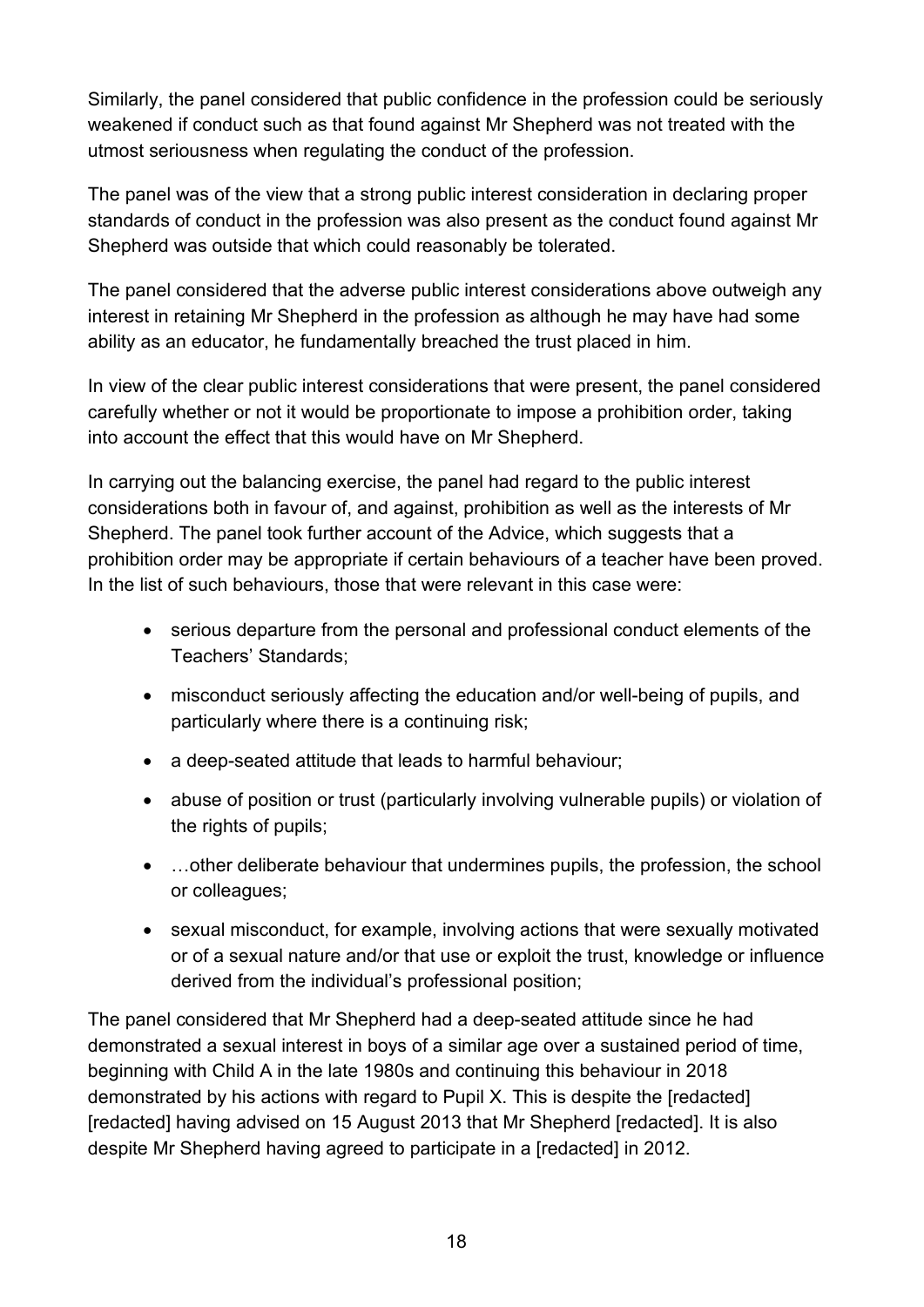Similarly, the panel considered that public confidence in the profession could be seriously weakened if conduct such as that found against Mr Shepherd was not treated with the utmost seriousness when regulating the conduct of the profession.

The panel was of the view that a strong public interest consideration in declaring proper standards of conduct in the profession was also present as the conduct found against Mr Shepherd was outside that which could reasonably be tolerated.

The panel considered that the adverse public interest considerations above outweigh any interest in retaining Mr Shepherd in the profession as although he may have had some ability as an educator, he fundamentally breached the trust placed in him.

In view of the clear public interest considerations that were present, the panel considered carefully whether or not it would be proportionate to impose a prohibition order, taking into account the effect that this would have on Mr Shepherd.

In carrying out the balancing exercise, the panel had regard to the public interest considerations both in favour of, and against, prohibition as well as the interests of Mr Shepherd. The panel took further account of the Advice, which suggests that a prohibition order may be appropriate if certain behaviours of a teacher have been proved. In the list of such behaviours, those that were relevant in this case were:

- serious departure from the personal and professional conduct elements of the Teachers' Standards;
- misconduct seriously affecting the education and/or well-being of pupils, and particularly where there is a continuing risk;
- a deep-seated attitude that leads to harmful behaviour;
- abuse of position or trust (particularly involving vulnerable pupils) or violation of the rights of pupils;
- …other deliberate behaviour that undermines pupils, the profession, the school or colleagues;
- sexual misconduct, for example, involving actions that were sexually motivated or of a sexual nature and/or that use or exploit the trust, knowledge or influence derived from the individual's professional position;

The panel considered that Mr Shepherd had a deep-seated attitude since he had demonstrated a sexual interest in boys of a similar age over a sustained period of time, beginning with Child A in the late 1980s and continuing this behaviour in 2018 demonstrated by his actions with regard to Pupil X. This is despite the [redacted] [redacted] having advised on 15 August 2013 that Mr Shepherd [redacted]. It is also despite Mr Shepherd having agreed to participate in a [redacted] in 2012.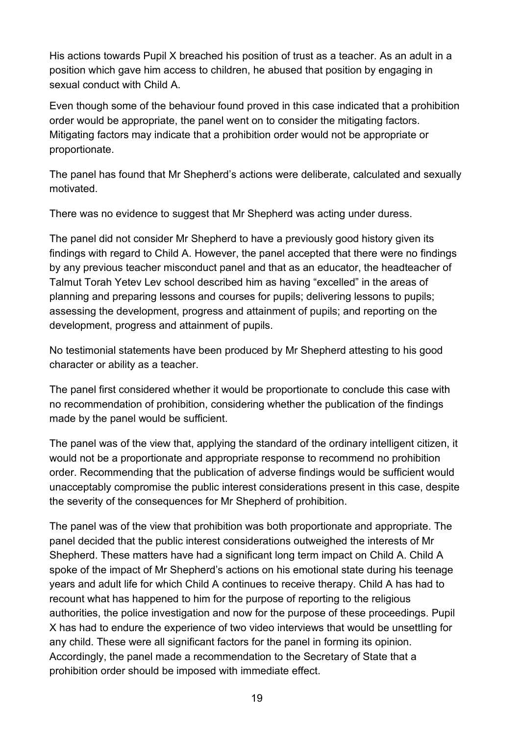His actions towards Pupil X breached his position of trust as a teacher. As an adult in a position which gave him access to children, he abused that position by engaging in sexual conduct with Child A.

Even though some of the behaviour found proved in this case indicated that a prohibition order would be appropriate, the panel went on to consider the mitigating factors. Mitigating factors may indicate that a prohibition order would not be appropriate or proportionate.

The panel has found that Mr Shepherd's actions were deliberate, calculated and sexually motivated.

There was no evidence to suggest that Mr Shepherd was acting under duress.

The panel did not consider Mr Shepherd to have a previously good history given its findings with regard to Child A. However, the panel accepted that there were no findings by any previous teacher misconduct panel and that as an educator, the headteacher of Talmut Torah Yetev Lev school described him as having "excelled" in the areas of planning and preparing lessons and courses for pupils; delivering lessons to pupils; assessing the development, progress and attainment of pupils; and reporting on the development, progress and attainment of pupils.

No testimonial statements have been produced by Mr Shepherd attesting to his good character or ability as a teacher.

The panel first considered whether it would be proportionate to conclude this case with no recommendation of prohibition, considering whether the publication of the findings made by the panel would be sufficient.

The panel was of the view that, applying the standard of the ordinary intelligent citizen, it would not be a proportionate and appropriate response to recommend no prohibition order. Recommending that the publication of adverse findings would be sufficient would unacceptably compromise the public interest considerations present in this case, despite the severity of the consequences for Mr Shepherd of prohibition.

The panel was of the view that prohibition was both proportionate and appropriate. The panel decided that the public interest considerations outweighed the interests of Mr Shepherd. These matters have had a significant long term impact on Child A. Child A spoke of the impact of Mr Shepherd's actions on his emotional state during his teenage years and adult life for which Child A continues to receive therapy. Child A has had to recount what has happened to him for the purpose of reporting to the religious authorities, the police investigation and now for the purpose of these proceedings. Pupil X has had to endure the experience of two video interviews that would be unsettling for any child. These were all significant factors for the panel in forming its opinion. Accordingly, the panel made a recommendation to the Secretary of State that a prohibition order should be imposed with immediate effect.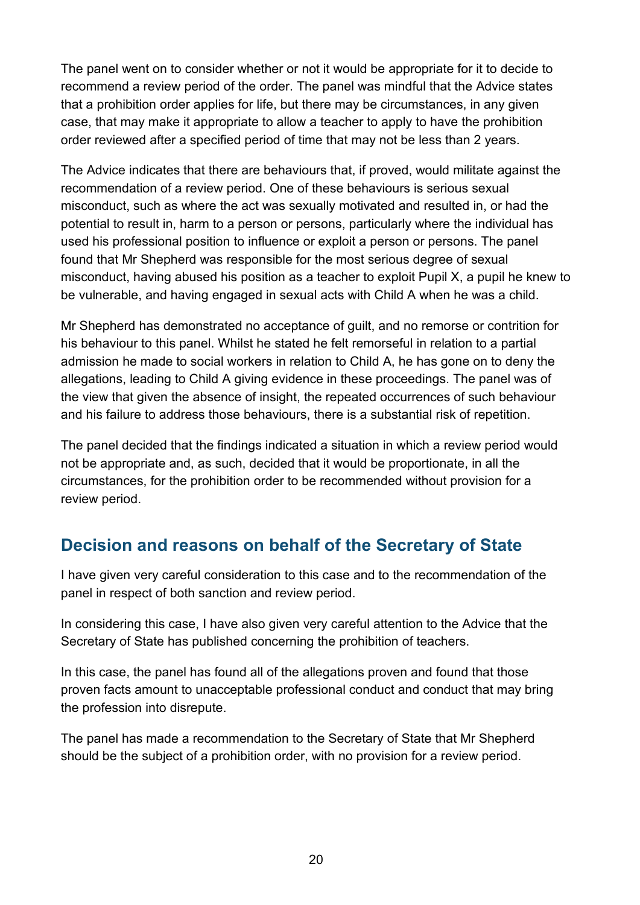The panel went on to consider whether or not it would be appropriate for it to decide to recommend a review period of the order. The panel was mindful that the Advice states that a prohibition order applies for life, but there may be circumstances, in any given case, that may make it appropriate to allow a teacher to apply to have the prohibition order reviewed after a specified period of time that may not be less than 2 years.

The Advice indicates that there are behaviours that, if proved, would militate against the recommendation of a review period. One of these behaviours is serious sexual misconduct, such as where the act was sexually motivated and resulted in, or had the potential to result in, harm to a person or persons, particularly where the individual has used his professional position to influence or exploit a person or persons. The panel found that Mr Shepherd was responsible for the most serious degree of sexual misconduct, having abused his position as a teacher to exploit Pupil X, a pupil he knew to be vulnerable, and having engaged in sexual acts with Child A when he was a child.

Mr Shepherd has demonstrated no acceptance of guilt, and no remorse or contrition for his behaviour to this panel. Whilst he stated he felt remorseful in relation to a partial admission he made to social workers in relation to Child A, he has gone on to deny the allegations, leading to Child A giving evidence in these proceedings. The panel was of the view that given the absence of insight, the repeated occurrences of such behaviour and his failure to address those behaviours, there is a substantial risk of repetition.

The panel decided that the findings indicated a situation in which a review period would not be appropriate and, as such, decided that it would be proportionate, in all the circumstances, for the prohibition order to be recommended without provision for a review period.

## Decision and reasons on behalf of the Secretary of State

I have given very careful consideration to this case and to the recommendation of the panel in respect of both sanction and review period.

In considering this case, I have also given very careful attention to the Advice that the Secretary of State has published concerning the prohibition of teachers.

In this case, the panel has found all of the allegations proven and found that those proven facts amount to unacceptable professional conduct and conduct that may bring the profession into disrepute.

The panel has made a recommendation to the Secretary of State that Mr Shepherd should be the subject of a prohibition order, with no provision for a review period.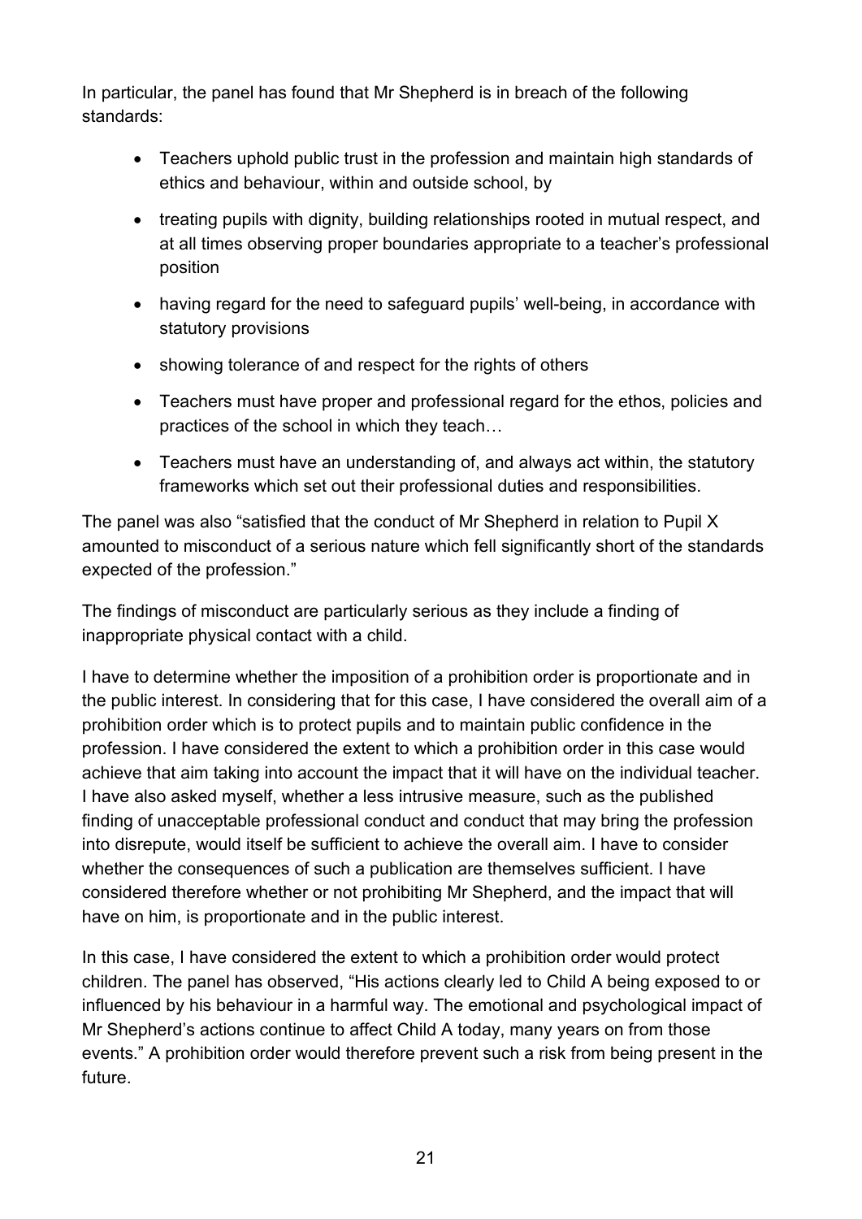In particular, the panel has found that Mr Shepherd is in breach of the following standards:

- Teachers uphold public trust in the profession and maintain high standards of ethics and behaviour, within and outside school, by
- treating pupils with dignity, building relationships rooted in mutual respect, and at all times observing proper boundaries appropriate to a teacher's professional position
- having regard for the need to safeguard pupils' well-being, in accordance with statutory provisions
- showing tolerance of and respect for the rights of others
- Teachers must have proper and professional regard for the ethos, policies and practices of the school in which they teach…
- Teachers must have an understanding of, and always act within, the statutory frameworks which set out their professional duties and responsibilities.

The panel was also "satisfied that the conduct of Mr Shepherd in relation to Pupil X amounted to misconduct of a serious nature which fell significantly short of the standards expected of the profession."

The findings of misconduct are particularly serious as they include a finding of inappropriate physical contact with a child.

I have to determine whether the imposition of a prohibition order is proportionate and in the public interest. In considering that for this case, I have considered the overall aim of a prohibition order which is to protect pupils and to maintain public confidence in the profession. I have considered the extent to which a prohibition order in this case would achieve that aim taking into account the impact that it will have on the individual teacher. I have also asked myself, whether a less intrusive measure, such as the published finding of unacceptable professional conduct and conduct that may bring the profession into disrepute, would itself be sufficient to achieve the overall aim. I have to consider whether the consequences of such a publication are themselves sufficient. I have considered therefore whether or not prohibiting Mr Shepherd, and the impact that will have on him, is proportionate and in the public interest.

In this case, I have considered the extent to which a prohibition order would protect children. The panel has observed, "His actions clearly led to Child A being exposed to or influenced by his behaviour in a harmful way. The emotional and psychological impact of Mr Shepherd's actions continue to affect Child A today, many years on from those events." A prohibition order would therefore prevent such a risk from being present in the future.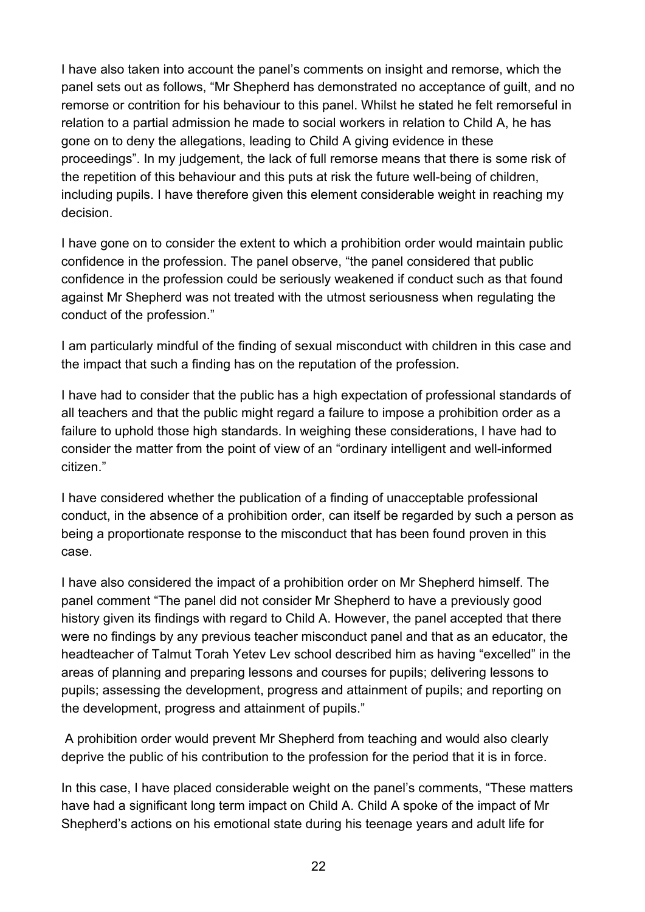I have also taken into account the panel's comments on insight and remorse, which the panel sets out as follows, "Mr Shepherd has demonstrated no acceptance of guilt, and no remorse or contrition for his behaviour to this panel. Whilst he stated he felt remorseful in relation to a partial admission he made to social workers in relation to Child A, he has gone on to deny the allegations, leading to Child A giving evidence in these proceedings". In my judgement, the lack of full remorse means that there is some risk of the repetition of this behaviour and this puts at risk the future well-being of children, including pupils. I have therefore given this element considerable weight in reaching my decision.

I have gone on to consider the extent to which a prohibition order would maintain public confidence in the profession. The panel observe, "the panel considered that public confidence in the profession could be seriously weakened if conduct such as that found against Mr Shepherd was not treated with the utmost seriousness when regulating the conduct of the profession."

I am particularly mindful of the finding of sexual misconduct with children in this case and the impact that such a finding has on the reputation of the profession.

I have had to consider that the public has a high expectation of professional standards of all teachers and that the public might regard a failure to impose a prohibition order as a failure to uphold those high standards. In weighing these considerations, I have had to consider the matter from the point of view of an "ordinary intelligent and well-informed citizen."

I have considered whether the publication of a finding of unacceptable professional conduct, in the absence of a prohibition order, can itself be regarded by such a person as being a proportionate response to the misconduct that has been found proven in this case.

I have also considered the impact of a prohibition order on Mr Shepherd himself. The panel comment "The panel did not consider Mr Shepherd to have a previously good history given its findings with regard to Child A. However, the panel accepted that there were no findings by any previous teacher misconduct panel and that as an educator, the headteacher of Talmut Torah Yetev Lev school described him as having "excelled" in the areas of planning and preparing lessons and courses for pupils; delivering lessons to pupils; assessing the development, progress and attainment of pupils; and reporting on the development, progress and attainment of pupils."

A prohibition order would prevent Mr Shepherd from teaching and would also clearly deprive the public of his contribution to the profession for the period that it is in force.

In this case, I have placed considerable weight on the panel's comments, "These matters have had a significant long term impact on Child A. Child A spoke of the impact of Mr Shepherd's actions on his emotional state during his teenage years and adult life for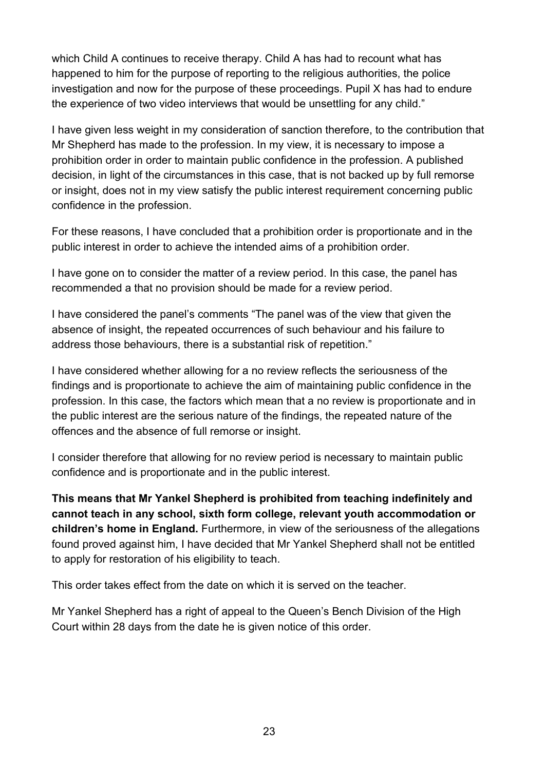which Child A continues to receive therapy. Child A has had to recount what has happened to him for the purpose of reporting to the religious authorities, the police investigation and now for the purpose of these proceedings. Pupil X has had to endure the experience of two video interviews that would be unsettling for any child."

I have given less weight in my consideration of sanction therefore, to the contribution that Mr Shepherd has made to the profession. In my view, it is necessary to impose a prohibition order in order to maintain public confidence in the profession. A published decision, in light of the circumstances in this case, that is not backed up by full remorse or insight, does not in my view satisfy the public interest requirement concerning public confidence in the profession.

For these reasons, I have concluded that a prohibition order is proportionate and in the public interest in order to achieve the intended aims of a prohibition order.

I have gone on to consider the matter of a review period. In this case, the panel has recommended a that no provision should be made for a review period.

I have considered the panel's comments "The panel was of the view that given the absence of insight, the repeated occurrences of such behaviour and his failure to address those behaviours, there is a substantial risk of repetition."

I have considered whether allowing for a no review reflects the seriousness of the findings and is proportionate to achieve the aim of maintaining public confidence in the profession. In this case, the factors which mean that a no review is proportionate and in the public interest are the serious nature of the findings, the repeated nature of the offences and the absence of full remorse or insight.

I consider therefore that allowing for no review period is necessary to maintain public confidence and is proportionate and in the public interest.

**This means that Mr Yankel Shepherd is prohibited from teaching indefinitely and cannot teach in any school, sixth form college, relevant youth accommodation or children's home in England.** Furthermore, in view of the seriousness of the allegations found proved against him, I have decided that Mr Yankel Shepherd shall not be entitled to apply for restoration of his eligibility to teach.

This order takes effect from the date on which it is served on the teacher.

Mr Yankel Shepherd has a right of appeal to the Queen's Bench Division of the High Court within 28 days from the date he is given notice of this order.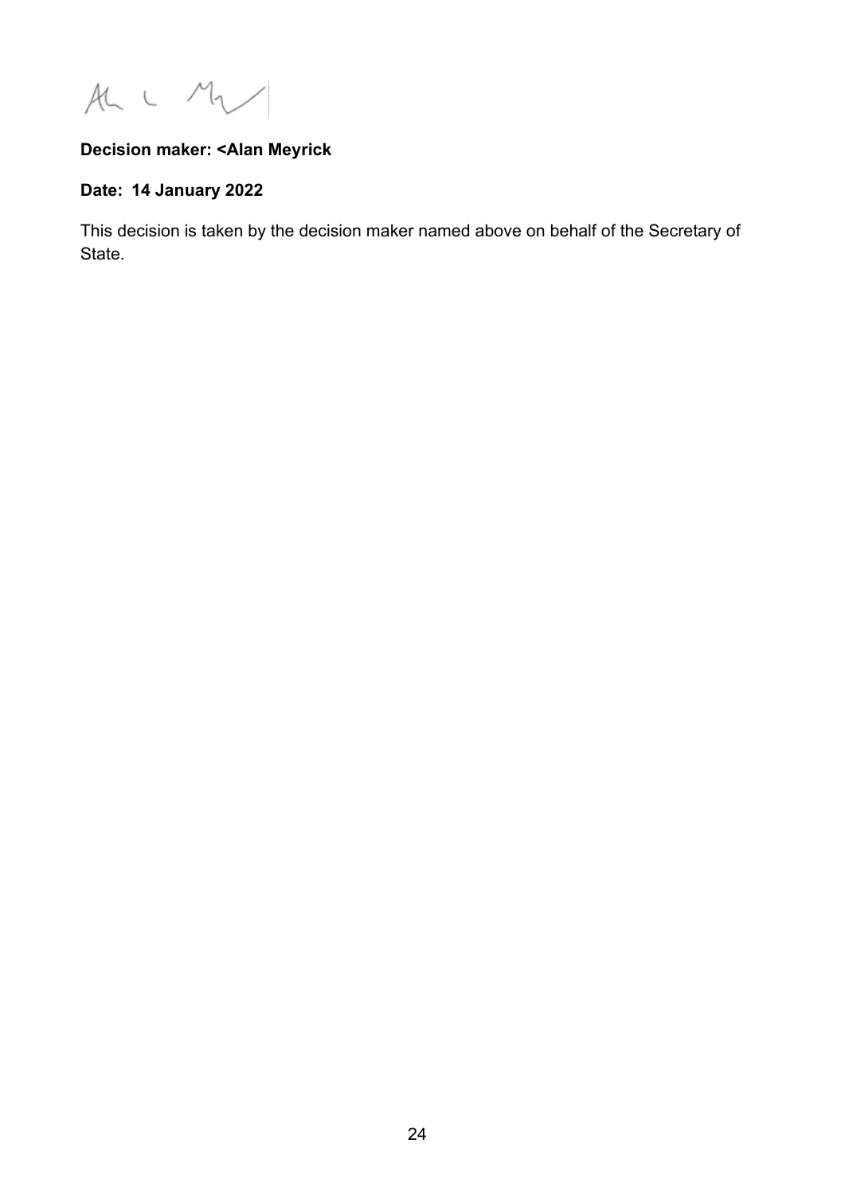**Decision maker: <Alan Meyrick**

**Date: 14 January 2022**

This decision is taken by the decision maker named above on behalf of the Secretary of State.